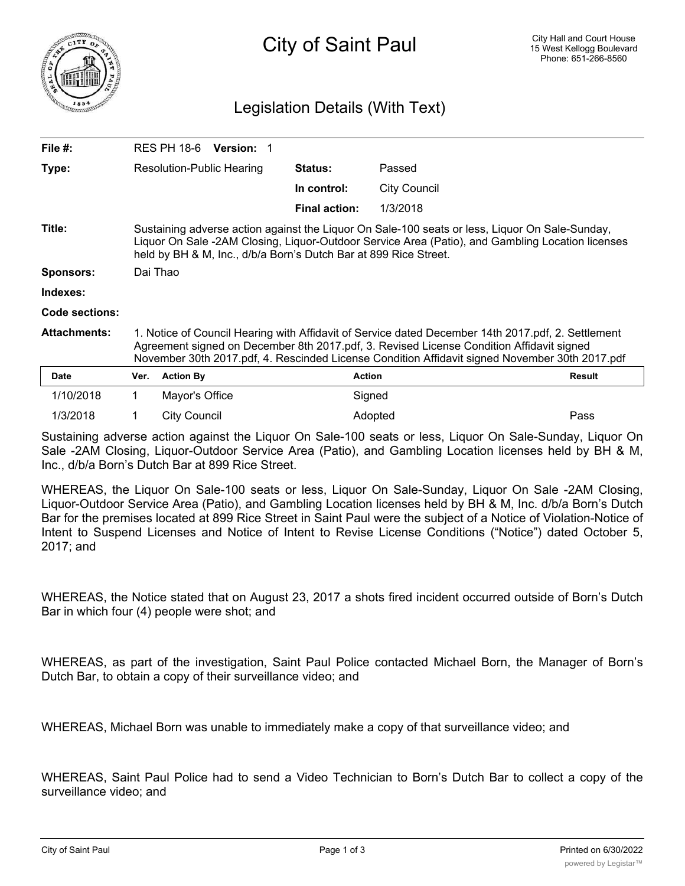# City of Saint Paul

City Hall and Court House
15 West Kellogg Boulevard
Phone: 651-266-8560

## Legislation Details (With Text)

| | | | |
|---|---|---|---|
| **File #:** | RES PH 18-6 **Version:** 1 | | |
| **Type:** | Resolution-Public Hearing | **Status:** | Passed |
| | | **In control:** | City Council |
| | | **Final action:** | 1/3/2018 |

**Title:** Sustaining adverse action against the Liquor On Sale-100 seats or less, Liquor On Sale-Sunday, Liquor On Sale -2AM Closing, Liquor-Outdoor Service Area (Patio), and Gambling Location licenses held by BH & M, Inc., d/b/a Born's Dutch Bar at 899 Rice Street.

**Sponsors:** Dai Thao

**Indexes:**

**Code sections:**

**Attachments:** 1. Notice of Council Hearing with Affidavit of Service dated December 14th 2017.pdf, 2. Settlement Agreement signed on December 8th 2017.pdf, 3. Revised License Condition Affidavit signed November 30th 2017.pdf, 4. Rescinded License Condition Affidavit signed November 30th 2017.pdf

| Date | Ver. | Action By | Action | Result |
|---|---|---|---|---|
| 1/10/2018 | 1 | Mayor's Office | Signed | |
| 1/3/2018 | 1 | City Council | Adopted | Pass |

Sustaining adverse action against the Liquor On Sale-100 seats or less, Liquor On Sale-Sunday, Liquor On Sale -2AM Closing, Liquor-Outdoor Service Area (Patio), and Gambling Location licenses held by BH & M, Inc., d/b/a Born's Dutch Bar at 899 Rice Street.

WHEREAS, the Liquor On Sale-100 seats or less, Liquor On Sale-Sunday, Liquor On Sale -2AM Closing, Liquor-Outdoor Service Area (Patio), and Gambling Location licenses held by BH & M, Inc. d/b/a Born's Dutch Bar for the premises located at 899 Rice Street in Saint Paul were the subject of a Notice of Violation-Notice of Intent to Suspend Licenses and Notice of Intent to Revise License Conditions ("Notice") dated October 5, 2017; and

WHEREAS, the Notice stated that on August 23, 2017 a shots fired incident occurred outside of Born's Dutch Bar in which four (4) people were shot; and

WHEREAS, as part of the investigation, Saint Paul Police contacted Michael Born, the Manager of Born's Dutch Bar, to obtain a copy of their surveillance video; and

WHEREAS, Michael Born was unable to immediately make a copy of that surveillance video; and

WHEREAS, Saint Paul Police had to send a Video Technician to Born's Dutch Bar to collect a copy of the surveillance video; and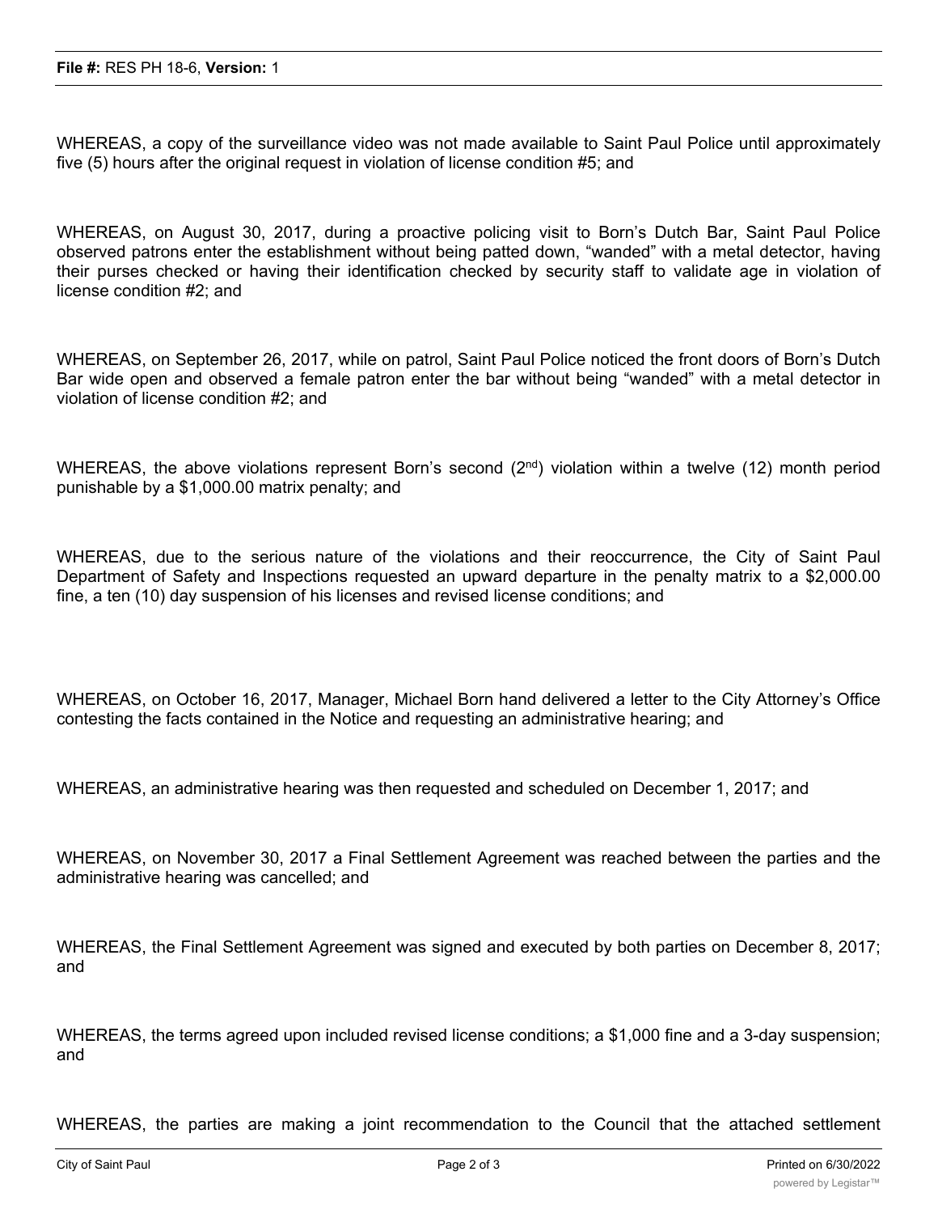WHEREAS, a copy of the surveillance video was not made available to Saint Paul Police until approximately five (5) hours after the original request in violation of license condition #5; and

WHEREAS, on August 30, 2017, during a proactive policing visit to Born's Dutch Bar, Saint Paul Police observed patrons enter the establishment without being patted down, "wanded" with a metal detector, having their purses checked or having their identification checked by security staff to validate age in violation of license condition #2; and

WHEREAS, on September 26, 2017, while on patrol, Saint Paul Police noticed the front doors of Born's Dutch Bar wide open and observed a female patron enter the bar without being "wanded" with a metal detector in violation of license condition #2; and

WHEREAS, the above violations represent Born's second (2nd) violation within a twelve (12) month period punishable by a $1,000.00 matrix penalty; and

WHEREAS, due to the serious nature of the violations and their reoccurrence, the City of Saint Paul Department of Safety and Inspections requested an upward departure in the penalty matrix to a $2,000.00 fine, a ten (10) day suspension of his licenses and revised license conditions; and

WHEREAS, on October 16, 2017, Manager, Michael Born hand delivered a letter to the City Attorney's Office contesting the facts contained in the Notice and requesting an administrative hearing; and

WHEREAS, an administrative hearing was then requested and scheduled on December 1, 2017; and

WHEREAS, on November 30, 2017 a Final Settlement Agreement was reached between the parties and the administrative hearing was cancelled; and

WHEREAS, the Final Settlement Agreement was signed and executed by both parties on December 8, 2017; and

WHEREAS, the terms agreed upon included revised license conditions; a $1,000 fine and a 3-day suspension; and

WHEREAS, the parties are making a joint recommendation to the Council that the attached settlement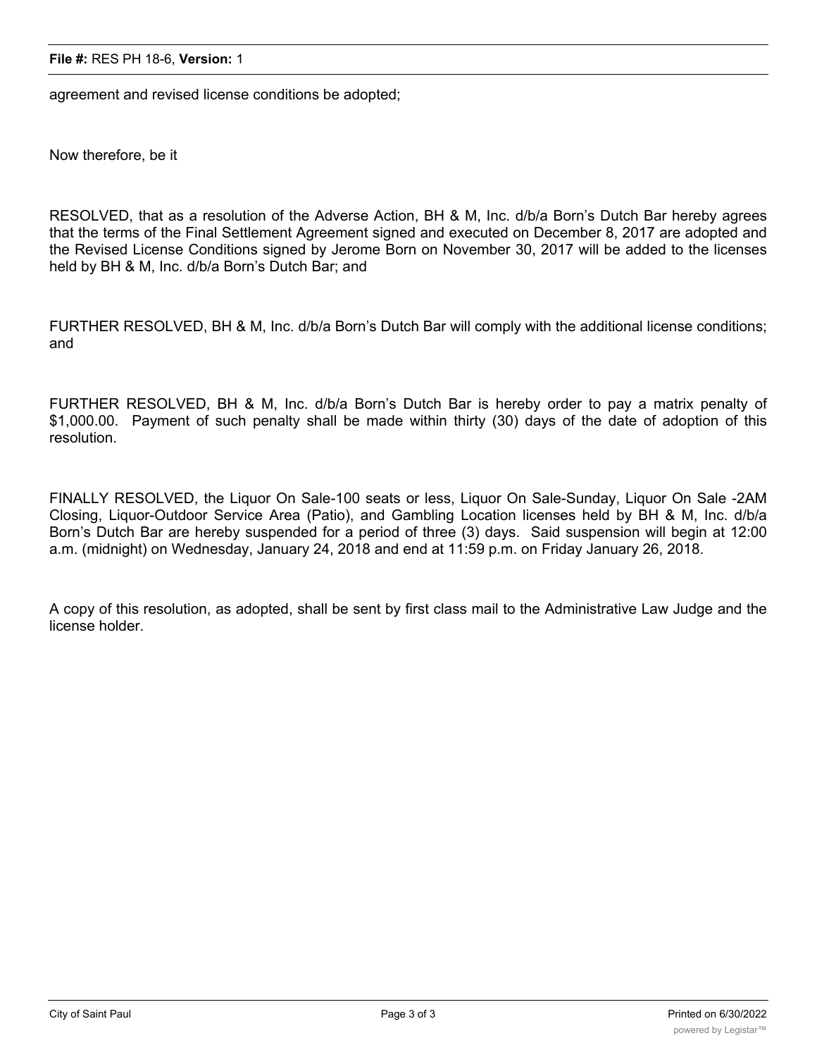agreement and revised license conditions be adopted;

Now therefore, be it

RESOLVED, that as a resolution of the Adverse Action, BH & M, Inc. d/b/a Born's Dutch Bar hereby agrees that the terms of the Final Settlement Agreement signed and executed on December 8, 2017 are adopted and the Revised License Conditions signed by Jerome Born on November 30, 2017 will be added to the licenses held by BH & M, Inc. d/b/a Born's Dutch Bar; and

FURTHER RESOLVED, BH & M, Inc. d/b/a Born's Dutch Bar will comply with the additional license conditions; and

FURTHER RESOLVED, BH & M, Inc. d/b/a Born's Dutch Bar is hereby order to pay a matrix penalty of $1,000.00. Payment of such penalty shall be made within thirty (30) days of the date of adoption of this resolution.

FINALLY RESOLVED, the Liquor On Sale-100 seats or less, Liquor On Sale-Sunday, Liquor On Sale -2AM Closing, Liquor-Outdoor Service Area (Patio), and Gambling Location licenses held by BH & M, Inc. d/b/a Born's Dutch Bar are hereby suspended for a period of three (3) days. Said suspension will begin at 12:00 a.m. (midnight) on Wednesday, January 24, 2018 and end at 11:59 p.m. on Friday January 26, 2018.

A copy of this resolution, as adopted, shall be sent by first class mail to the Administrative Law Judge and the license holder.